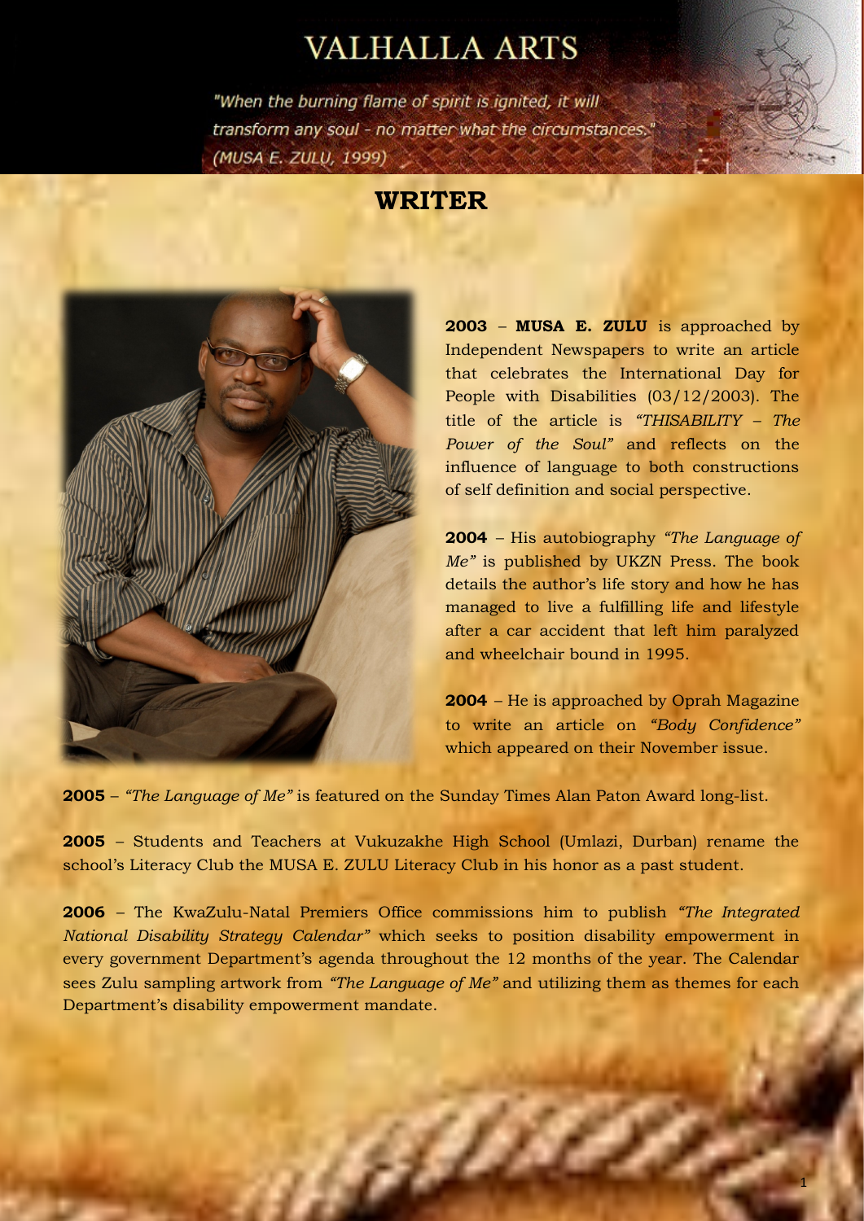# VALHALLA ARTS

*"When the burning flame of spirit is ignited, it will transform any soul - no matter what the circumstances." (MUSA E. ZULU, 1999)*

## WRITER

**2003** – **MUSA E. ZULU** is approached by Independent Newspapers to write an article that celebrates the International Day for People with Disabilities (03/12/2003). The title of the article is *"THISABILITY – The Power of the Soul"* and reflects on the influence of language to both constructions of self definition and social perspective.

**2004** – His autobiography *"The Language of Me"* is published by UKZN Press. The book details the author's life story and how he has managed to live a fulfilling life and lifestyle after a car accident that left him paralyzed and wheelchair bound in 1995.

**2004** – He is approached by Oprah Magazine to write an article on *"Body Confidence"* which appeared on their November issue.

**2005** – *"The Language of Me"* is featured on the Sunday Times Alan Paton Award long-list.

**2005** – Students and Teachers at Vukuzakhe High School (Umlazi, Durban) rename the school's Literacy Club the MUSA E. ZULU Literacy Club in his honor as a past student.

**2006** – The KwaZulu-Natal Premiers Office commissions him to publish *"The Integrated National Disability Strategy Calendar"* which seeks to position disability empowerment in every government Department's agenda throughout the 12 months of the year. The Calendar sees Zulu sampling artwork from *"The Language of Me"* and utilizing them as themes for each Department's disability empowerment mandate.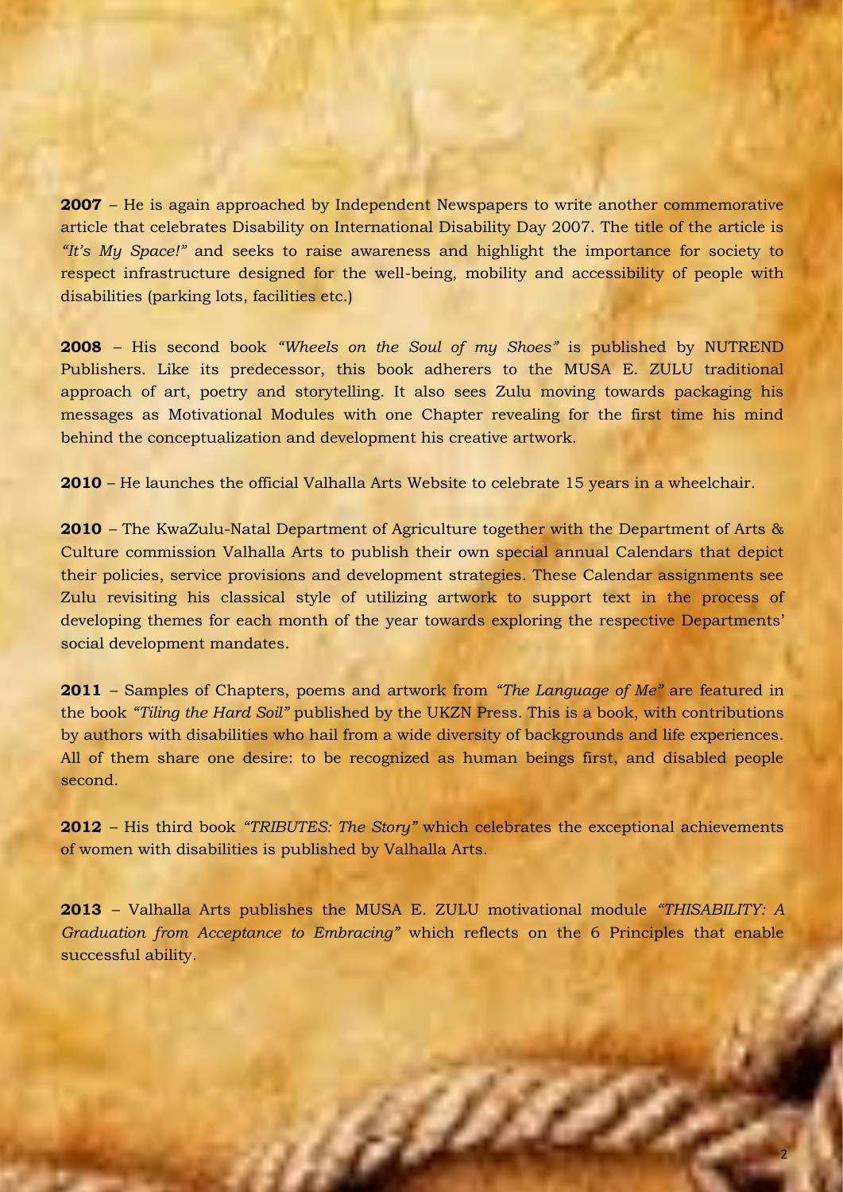**2007** – He is again approached by Independent Newspapers to write another commemorative article that celebrates Disability on International Disability Day 2007. The title of the article is *"It's My Space!"* and seeks to raise awareness and highlight the importance for society to respect infrastructure designed for the well-being, mobility and accessibility of people with disabilities (parking lots, facilities etc.)

**2008** – His second book *"Wheels on the Soul of my Shoes"* is published by NUTREND Publishers. Like its predecessor, this book adherers to the MUSA E. ZULU traditional approach of art, poetry and storytelling. It also sees Zulu moving towards packaging his messages as Motivational Modules with one Chapter revealing for the first time his mind behind the conceptualization and development his creative artwork.

**2010** – He launches the official Valhalla Arts Website to celebrate 15 years in a wheelchair.

**2010** – The KwaZulu-Natal Department of Agriculture together with the Department of Arts & Culture commission Valhalla Arts to publish their own special annual Calendars that depict their policies, service provisions and development strategies. These Calendar assignments see Zulu revisiting his classical style of utilizing artwork to support text in the process of developing themes for each month of the year towards exploring the respective Departments' social development mandates.

**2011** – Samples of Chapters, poems and artwork from *"The Language of Me"* are featured in the book *"Tiling the Hard Soil"* published by the UKZN Press. This is a book, with contributions by authors with disabilities who hail from a wide diversity of backgrounds and life experiences. All of them share one desire: to be recognized as human beings first, and disabled people second.

**2012** – His third book *"TRIBUTES: The Story"* which celebrates the exceptional achievements of women with disabilities is published by Valhalla Arts.

**2013** – Valhalla Arts publishes the MUSA E. ZULU motivational module *"THISABILITY: A Graduation from Acceptance to Embracing"* which reflects on the 6 Principles that enable successful ability.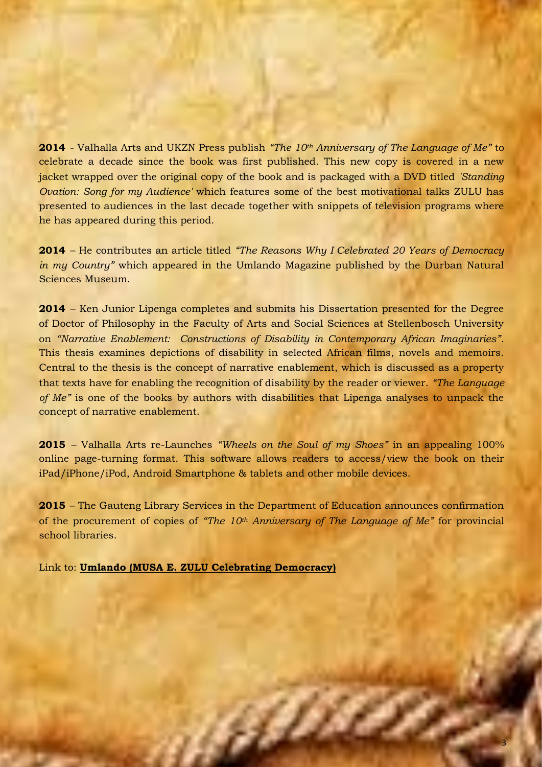**2014** - Valhalla Arts and UKZN Press publish *"The 10th Anniversary of The Language of Me"* to celebrate a decade since the book was first published. This new copy is covered in a new jacket wrapped over the original copy of the book and is packaged with a DVD titled *'Standing Ovation: Song for my Audience'* which features some of the best motivational talks ZULU has presented to audiences in the last decade together with snippets of television programs where he has appeared during this period.

**2014** – He contributes an article titled *"The Reasons Why I Celebrated 20 Years of Democracy in my Country"* which appeared in the Umlando Magazine published by the Durban Natural Sciences Museum.

**2014** – Ken Junior Lipenga completes and submits his Dissertation presented for the Degree of Doctor of Philosophy in the Faculty of Arts and Social Sciences at Stellenbosch University on *"Narrative Enablement: Constructions of Disability in Contemporary African Imaginaries"*. This thesis examines depictions of disability in selected African films, novels and memoirs. Central to the thesis is the concept of narrative enablement, which is discussed as a property that texts have for enabling the recognition of disability by the reader or viewer. *"The Language of Me"* is one of the books by authors with disabilities that Lipenga analyses to unpack the concept of narrative enablement.

**2015** – Valhalla Arts re-Launches *"Wheels on the Soul of my Shoes"* in an appealing 100% online page-turning format. This software allows readers to access/view the book on their iPad/iPhone/iPod, Android Smartphone & tablets and other mobile devices.

**2015** – The Gauteng Library Services in the Department of Education announces confirmation of the procurement of copies of *"The 10th Anniversary of The Language of Me"* for provincial school libraries.

Link to: **Umlando (MUSA E. ZULU Celebrating Democracy)**